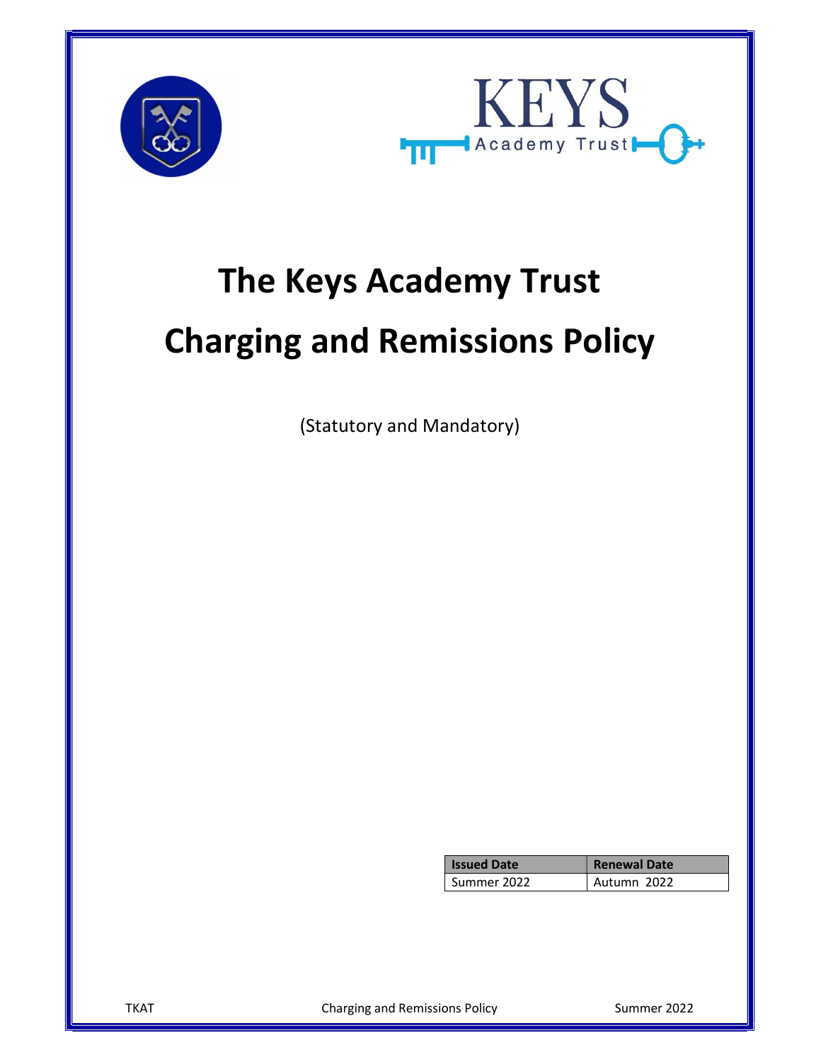# The Keys Academy Trust

# Charging and Remissions Policy

(Statutory and Mandatory)

| Issued Date | Renewal Date |
| --- | --- |
| Summer 2022 | Autumn 2022 |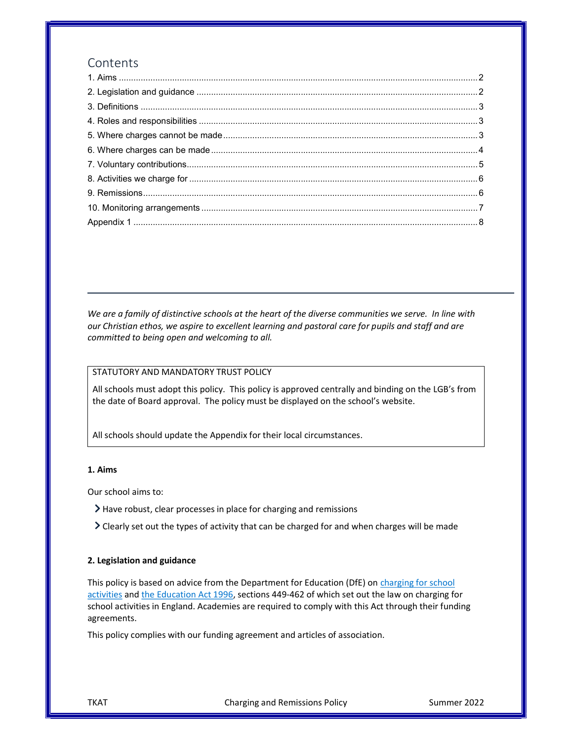## Contents

1. Aims ..... 2
2. Legislation and guidance ..... 2
3. Definitions ..... 3
4. Roles and responsibilities ..... 3
5. Where charges cannot be made ..... 3
6. Where charges can be made ..... 4
7. Voluntary contributions ..... 5
8. Activities we charge for ..... 6
9. Remissions ..... 6
10. Monitoring arrangements ..... 7

Appendix 1 ..... 8

---

*We are a family of distinctive schools at the heart of the diverse communities we serve. In line with our Christian ethos, we aspire to excellent learning and pastoral care for pupils and staff and are committed to being open and welcoming to all.*

> STATUTORY AND MANDATORY TRUST POLICY
>
> All schools must adopt this policy. This policy is approved centrally and binding on the LGB's from the date of Board approval. The policy must be displayed on the school's website.
>
> All schools should update the Appendix for their local circumstances.

**1. Aims**

Our school aims to:

- Have robust, clear processes in place for charging and remissions
- Clearly set out the types of activity that can be charged for and when charges will be made

**2. Legislation and guidance**

This policy is based on advice from the Department for Education (DfE) on charging for school activities and the Education Act 1996, sections 449-462 of which set out the law on charging for school activities in England. Academies are required to comply with this Act through their funding agreements.

This policy complies with our funding agreement and articles of association.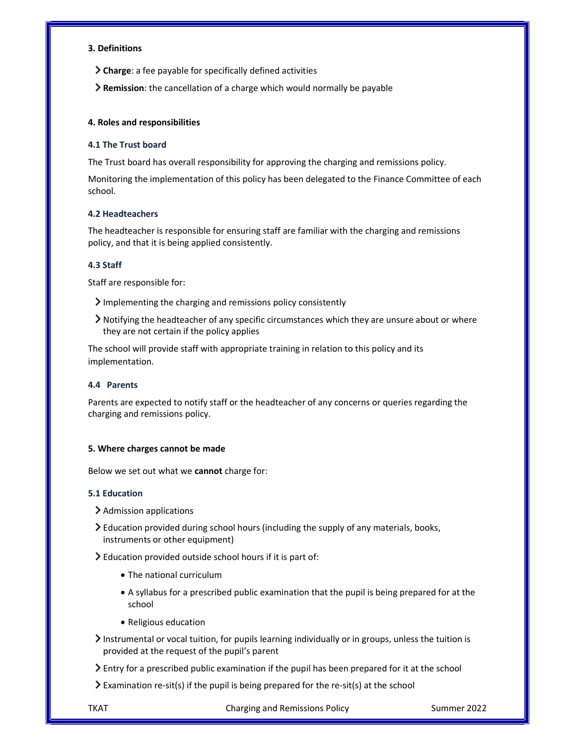## 3. Definitions

- **Charge**: a fee payable for specifically defined activities
- **Remission**: the cancellation of a charge which would normally be payable

## 4. Roles and responsibilities

### 4.1 The Trust board

The Trust board has overall responsibility for approving the charging and remissions policy.

Monitoring the implementation of this policy has been delegated to the Finance Committee of each school.

### 4.2 Headteachers

The headteacher is responsible for ensuring staff are familiar with the charging and remissions policy, and that it is being applied consistently.

### 4.3 Staff

Staff are responsible for:

- Implementing the charging and remissions policy consistently
- Notifying the headteacher of any specific circumstances which they are unsure about or where they are not certain if the policy applies

The school will provide staff with appropriate training in relation to this policy and its implementation.

### 4.4 Parents

Parents are expected to notify staff or the headteacher of any concerns or queries regarding the charging and remissions policy.

## 5. Where charges cannot be made

Below we set out what we **cannot** charge for:

### 5.1 Education

- Admission applications
- Education provided during school hours (including the supply of any materials, books, instruments or other equipment)
- Education provided outside school hours if it is part of:
  - The national curriculum
  - A syllabus for a prescribed public examination that the pupil is being prepared for at the school
  - Religious education
- Instrumental or vocal tuition, for pupils learning individually or in groups, unless the tuition is provided at the request of the pupil's parent
- Entry for a prescribed public examination if the pupil has been prepared for it at the school
- Examination re-sit(s) if the pupil is being prepared for the re-sit(s) at the school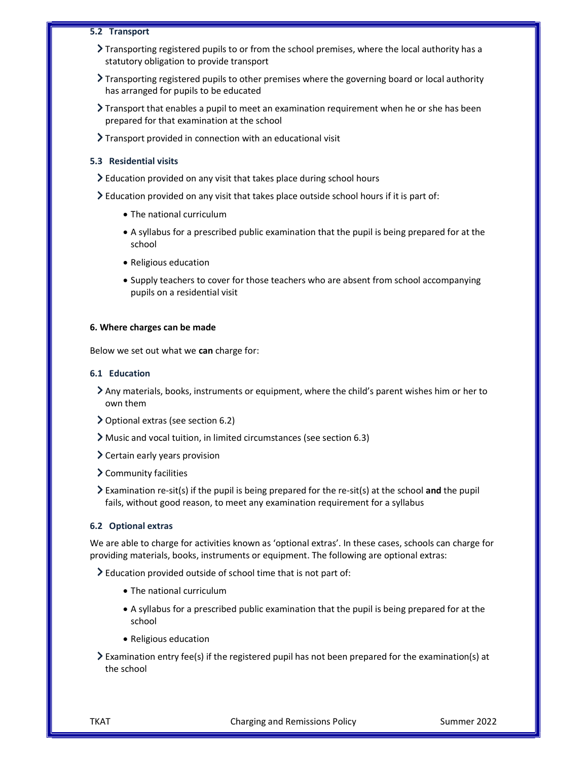### 5.2 Transport

- Transporting registered pupils to or from the school premises, where the local authority has a statutory obligation to provide transport
- Transporting registered pupils to other premises where the governing board or local authority has arranged for pupils to be educated
- Transport that enables a pupil to meet an examination requirement when he or she has been prepared for that examination at the school
- Transport provided in connection with an educational visit

### 5.3 Residential visits

- Education provided on any visit that takes place during school hours
- Education provided on any visit that takes place outside school hours if it is part of:
  - The national curriculum
  - A syllabus for a prescribed public examination that the pupil is being prepared for at the school
  - Religious education
  - Supply teachers to cover for those teachers who are absent from school accompanying pupils on a residential visit

## 6. Where charges can be made

Below we set out what we **can** charge for:

### 6.1 Education

- Any materials, books, instruments or equipment, where the child's parent wishes him or her to own them
- Optional extras (see section 6.2)
- Music and vocal tuition, in limited circumstances (see section 6.3)
- Certain early years provision
- Community facilities
- Examination re-sit(s) if the pupil is being prepared for the re-sit(s) at the school **and** the pupil fails, without good reason, to meet any examination requirement for a syllabus

### 6.2 Optional extras

We are able to charge for activities known as 'optional extras'. In these cases, schools can charge for providing materials, books, instruments or equipment. The following are optional extras:

- Education provided outside of school time that is not part of:
  - The national curriculum
  - A syllabus for a prescribed public examination that the pupil is being prepared for at the school
  - Religious education
- Examination entry fee(s) if the registered pupil has not been prepared for the examination(s) at the school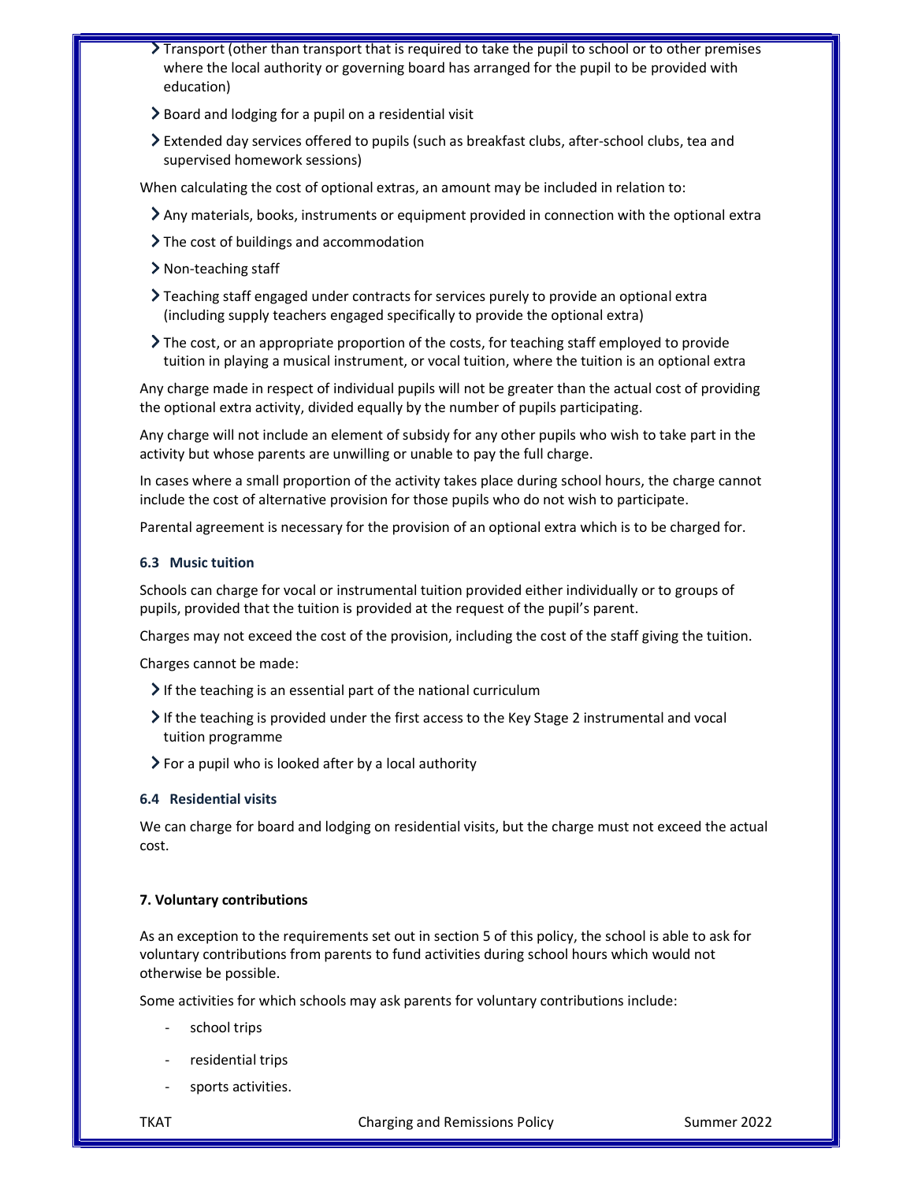- Transport (other than transport that is required to take the pupil to school or to other premises where the local authority or governing board has arranged for the pupil to be provided with education)
- Board and lodging for a pupil on a residential visit
- Extended day services offered to pupils (such as breakfast clubs, after-school clubs, tea and supervised homework sessions)

When calculating the cost of optional extras, an amount may be included in relation to:

- Any materials, books, instruments or equipment provided in connection with the optional extra
- The cost of buildings and accommodation
- Non-teaching staff
- Teaching staff engaged under contracts for services purely to provide an optional extra (including supply teachers engaged specifically to provide the optional extra)
- The cost, or an appropriate proportion of the costs, for teaching staff employed to provide tuition in playing a musical instrument, or vocal tuition, where the tuition is an optional extra

Any charge made in respect of individual pupils will not be greater than the actual cost of providing the optional extra activity, divided equally by the number of pupils participating.

Any charge will not include an element of subsidy for any other pupils who wish to take part in the activity but whose parents are unwilling or unable to pay the full charge.

In cases where a small proportion of the activity takes place during school hours, the charge cannot include the cost of alternative provision for those pupils who do not wish to participate.

Parental agreement is necessary for the provision of an optional extra which is to be charged for.

### 6.3 Music tuition

Schools can charge for vocal or instrumental tuition provided either individually or to groups of pupils, provided that the tuition is provided at the request of the pupil's parent.

Charges may not exceed the cost of the provision, including the cost of the staff giving the tuition.

Charges cannot be made:

- If the teaching is an essential part of the national curriculum
- If the teaching is provided under the first access to the Key Stage 2 instrumental and vocal tuition programme
- For a pupil who is looked after by a local authority

### 6.4 Residential visits

We can charge for board and lodging on residential visits, but the charge must not exceed the actual cost.

## 7. Voluntary contributions

As an exception to the requirements set out in section 5 of this policy, the school is able to ask for voluntary contributions from parents to fund activities during school hours which would not otherwise be possible.

Some activities for which schools may ask parents for voluntary contributions include:

- school trips
- residential trips
- sports activities.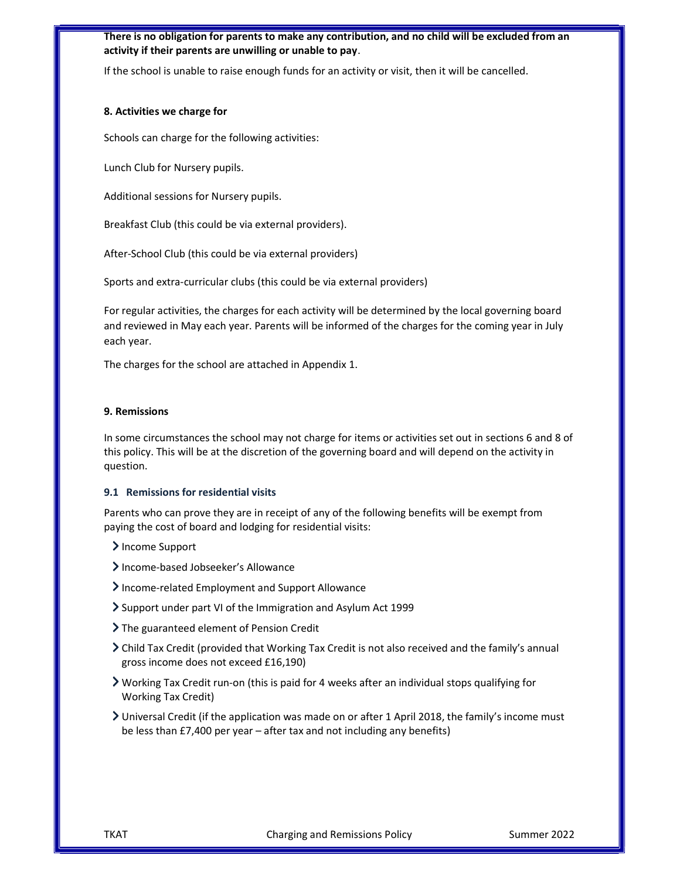**There is no obligation for parents to make any contribution, and no child will be excluded from an activity if their parents are unwilling or unable to pay**.

If the school is unable to raise enough funds for an activity or visit, then it will be cancelled.

### 8. Activities we charge for

Schools can charge for the following activities:

Lunch Club for Nursery pupils.

Additional sessions for Nursery pupils.

Breakfast Club (this could be via external providers).

After-School Club (this could be via external providers)

Sports and extra-curricular clubs (this could be via external providers)

For regular activities, the charges for each activity will be determined by the local governing board and reviewed in May each year. Parents will be informed of the charges for the coming year in July each year.

The charges for the school are attached in Appendix 1.

### 9. Remissions

In some circumstances the school may not charge for items or activities set out in sections 6 and 8 of this policy. This will be at the discretion of the governing board and will depend on the activity in question.

#### 9.1 Remissions for residential visits

Parents who can prove they are in receipt of any of the following benefits will be exempt from paying the cost of board and lodging for residential visits:

- Income Support
- Income-based Jobseeker's Allowance
- Income-related Employment and Support Allowance
- Support under part VI of the Immigration and Asylum Act 1999
- The guaranteed element of Pension Credit
- Child Tax Credit (provided that Working Tax Credit is not also received and the family's annual gross income does not exceed £16,190)
- Working Tax Credit run-on (this is paid for 4 weeks after an individual stops qualifying for Working Tax Credit)
- Universal Credit (if the application was made on or after 1 April 2018, the family's income must be less than £7,400 per year – after tax and not including any benefits)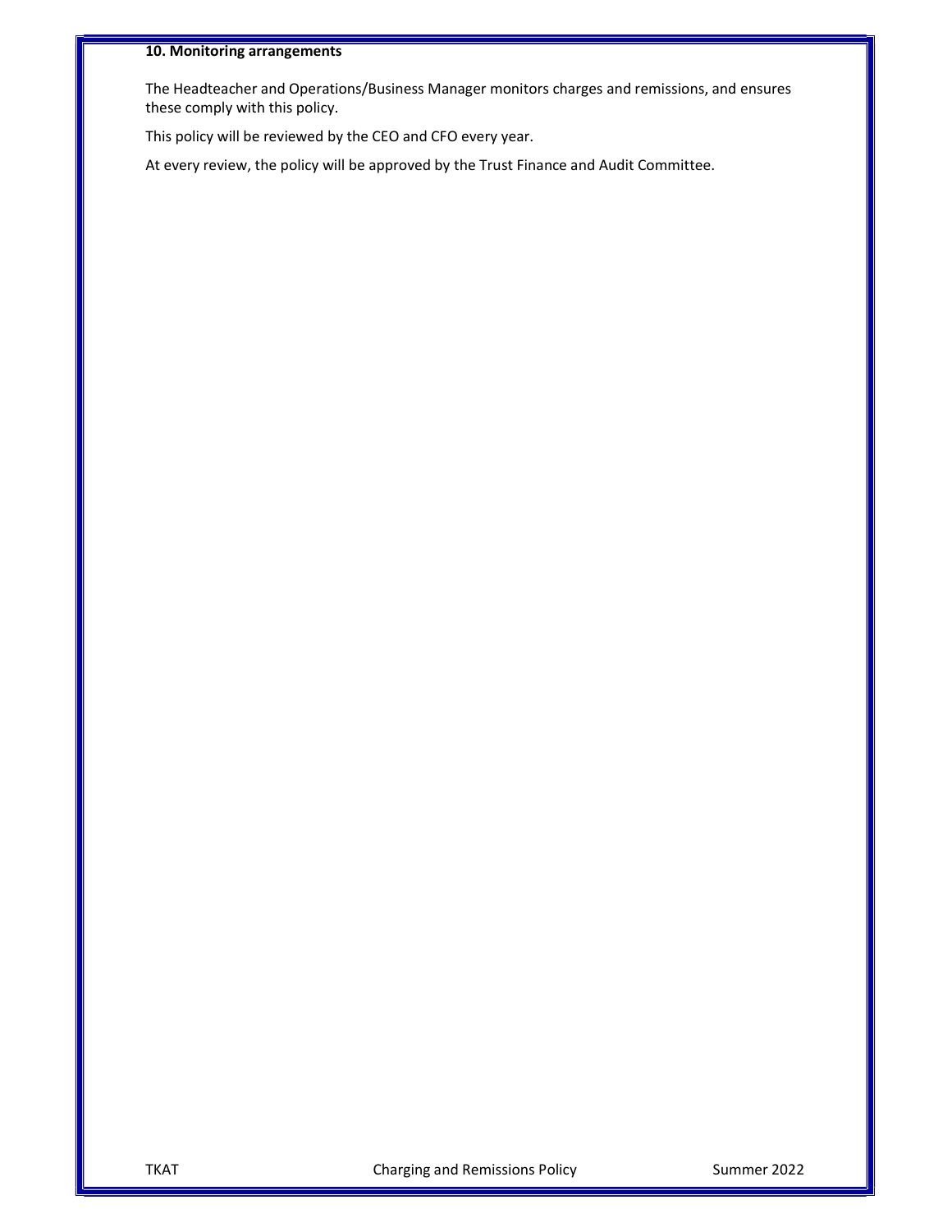**10. Monitoring arrangements**

The Headteacher and Operations/Business Manager monitors charges and remissions, and ensures these comply with this policy.

This policy will be reviewed by the CEO and CFO every year.

At every review, the policy will be approved by the Trust Finance and Audit Committee.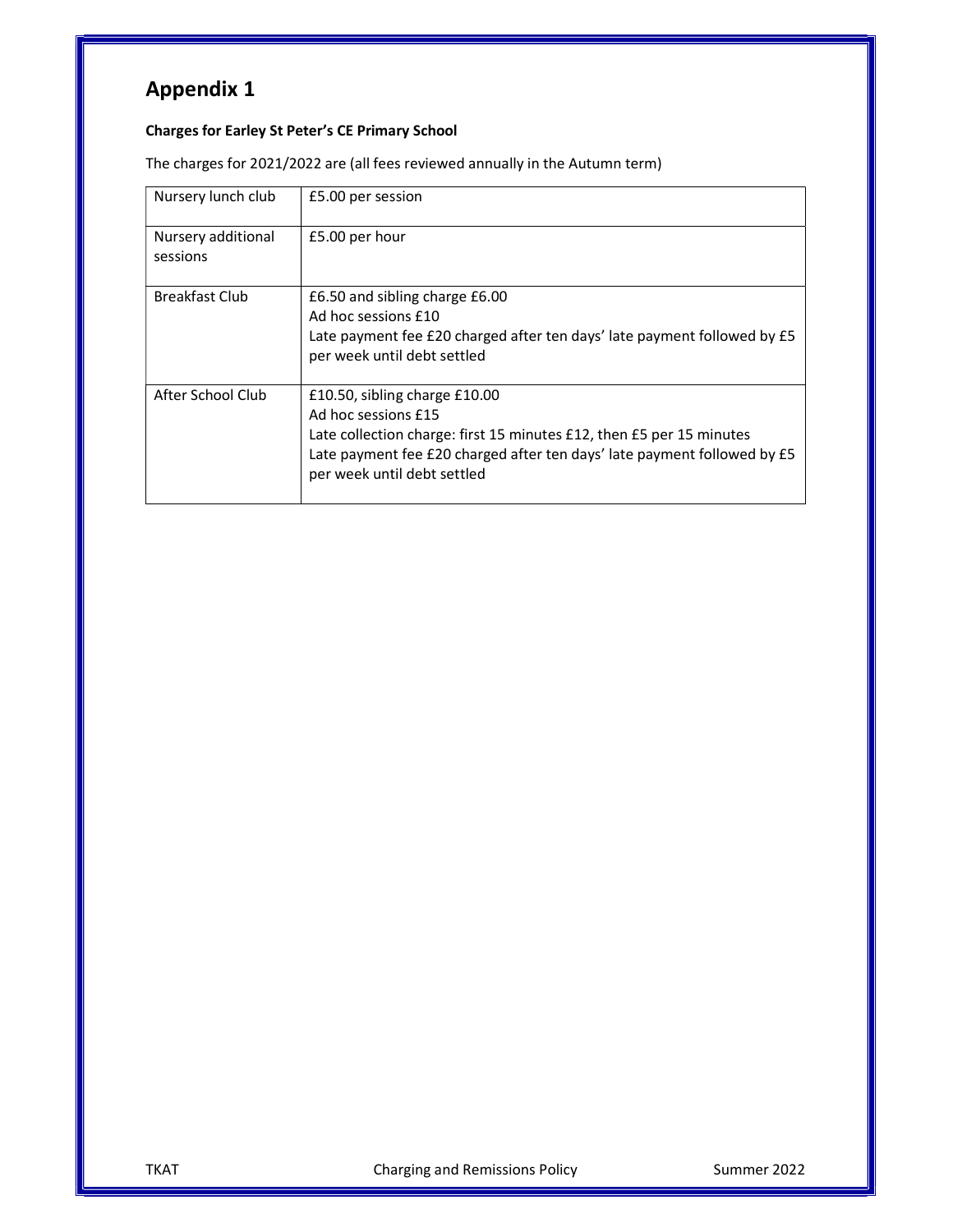# Appendix 1

**Charges for Earley St Peter's CE Primary School**

The charges for 2021/2022 are (all fees reviewed annually in the Autumn term)

| | |
|---|---|
| Nursery lunch club | £5.00 per session |
| Nursery additional sessions | £5.00 per hour |
| Breakfast Club | £6.50 and sibling charge £6.00<br>Ad hoc sessions £10<br>Late payment fee £20 charged after ten days' late payment followed by £5 per week until debt settled |
| After School Club | £10.50, sibling charge £10.00<br>Ad hoc sessions £15<br>Late collection charge: first 15 minutes £12, then £5 per 15 minutes<br>Late payment fee £20 charged after ten days' late payment followed by £5 per week until debt settled |